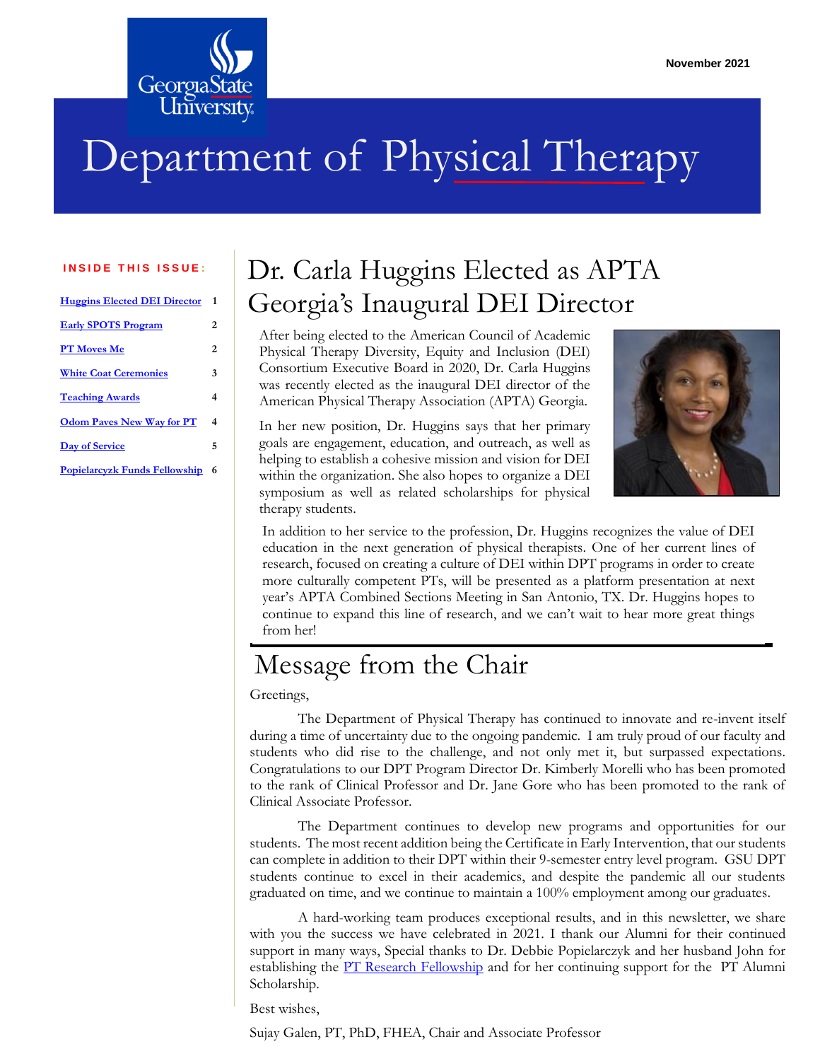November 2021

# Department of Physical Therapy

**INSIDE THIS ISSUE:**

| | |
|---|---|
| Huggins Elected DEI Director | 1 |
| Early SPOTS Program | 2 |
| PT Moves Me | 2 |
| White Coat Ceremonies | 3 |
| Teaching Awards | 4 |
| Odom Paves New Way for PT | 4 |
| Day of Service | 5 |
| Popielarcyzk Funds Fellowship | 6 |

## Dr. Carla Huggins Elected as APTA Georgia's Inaugural DEI Director

After being elected to the American Council of Academic Physical Therapy Diversity, Equity and Inclusion (DEI) Consortium Executive Board in 2020, Dr. Carla Huggins was recently elected as the inaugural DEI director of the American Physical Therapy Association (APTA) Georgia.

In her new position, Dr. Huggins says that her primary goals are engagement, education, and outreach, as well as helping to establish a cohesive mission and vision for DEI within the organization. She also hopes to organize a DEI symposium as well as related scholarships for physical therapy students.

In addition to her service to the profession, Dr. Huggins recognizes the value of DEI education in the next generation of physical therapists. One of her current lines of research, focused on creating a culture of DEI within DPT programs in order to create more culturally competent PTs, will be presented as a platform presentation at next year's APTA Combined Sections Meeting in San Antonio, TX. Dr. Huggins hopes to continue to expand this line of research, and we can't wait to hear more great things from her!

## Message from the Chair

Greetings,

The Department of Physical Therapy has continued to innovate and re-invent itself during a time of uncertainty due to the ongoing pandemic. I am truly proud of our faculty and students who did rise to the challenge, and not only met it, but surpassed expectations. Congratulations to our DPT Program Director Dr. Kimberly Morelli who has been promoted to the rank of Clinical Professor and Dr. Jane Gore who has been promoted to the rank of Clinical Associate Professor.

The Department continues to develop new programs and opportunities for our students. The most recent addition being the Certificate in Early Intervention, that our students can complete in addition to their DPT within their 9-semester entry level program. GSU DPT students continue to excel in their academics, and despite the pandemic all our students graduated on time, and we continue to maintain a 100% employment among our graduates.

A hard-working team produces exceptional results, and in this newsletter, we share with you the success we have celebrated in 2021. I thank our Alumni for their continued support in many ways, Special thanks to Dr. Debbie Popielarczyk and her husband John for establishing the PT Research Fellowship and for her continuing support for the PT Alumni Scholarship.

Best wishes,

Sujay Galen, PT, PhD, FHEA, Chair and Associate Professor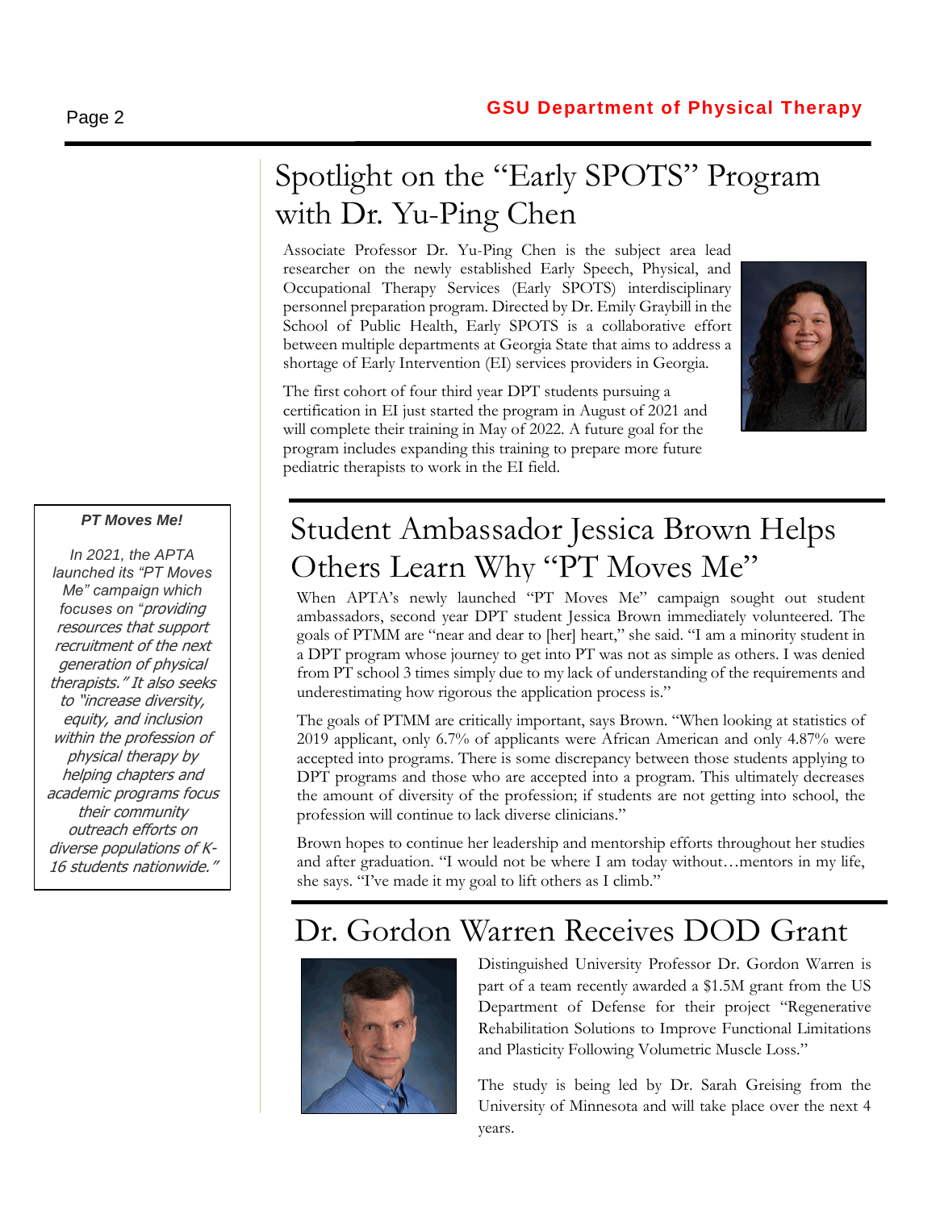## Spotlight on the "Early SPOTS" Program with Dr. Yu-Ping Chen

Associate Professor Dr. Yu-Ping Chen is the subject area lead researcher on the newly established Early Speech, Physical, and Occupational Therapy Services (Early SPOTS) interdisciplinary personnel preparation program. Directed by Dr. Emily Graybill in the School of Public Health, Early SPOTS is a collaborative effort between multiple departments at Georgia State that aims to address a shortage of Early Intervention (EI) services providers in Georgia.

The first cohort of four third year DPT students pursuing a certification in EI just started the program in August of 2021 and will complete their training in May of 2022. A future goal for the program includes expanding this training to prepare more future pediatric therapists to work in the EI field.

## Student Ambassador Jessica Brown Helps Others Learn Why "PT Moves Me"

When APTA's newly launched "PT Moves Me" campaign sought out student ambassadors, second year DPT student Jessica Brown immediately volunteered. The goals of PTMM are "near and dear to [her] heart," she said. "I am a minority student in a DPT program whose journey to get into PT was not as simple as others. I was denied from PT school 3 times simply due to my lack of understanding of the requirements and underestimating how rigorous the application process is."

The goals of PTMM are critically important, says Brown. "When looking at statistics of 2019 applicant, only 6.7% of applicants were African American and only 4.87% were accepted into programs. There is some discrepancy between those students applying to DPT programs and those who are accepted into a program. This ultimately decreases the amount of diversity of the profession; if students are not getting into school, the profession will continue to lack diverse clinicians."

Brown hopes to continue her leadership and mentorship efforts throughout her studies and after graduation. "I would not be where I am today without…mentors in my life, she says. "I've made it my goal to lift others as I climb."

> ***PT Moves Me!***
>
> *In 2021, the APTA launched its "PT Moves Me" campaign which focuses on "providing resources that support recruitment of the next generation of physical therapists." It also seeks to "increase diversity, equity, and inclusion within the profession of physical therapy by helping chapters and academic programs focus their community outreach efforts on diverse populations of K-16 students nationwide."*

## Dr. Gordon Warren Receives DOD Grant

Distinguished University Professor Dr. Gordon Warren is part of a team recently awarded a $1.5M grant from the US Department of Defense for their project "Regenerative Rehabilitation Solutions to Improve Functional Limitations and Plasticity Following Volumetric Muscle Loss."

The study is being led by Dr. Sarah Greising from the University of Minnesota and will take place over the next 4 years.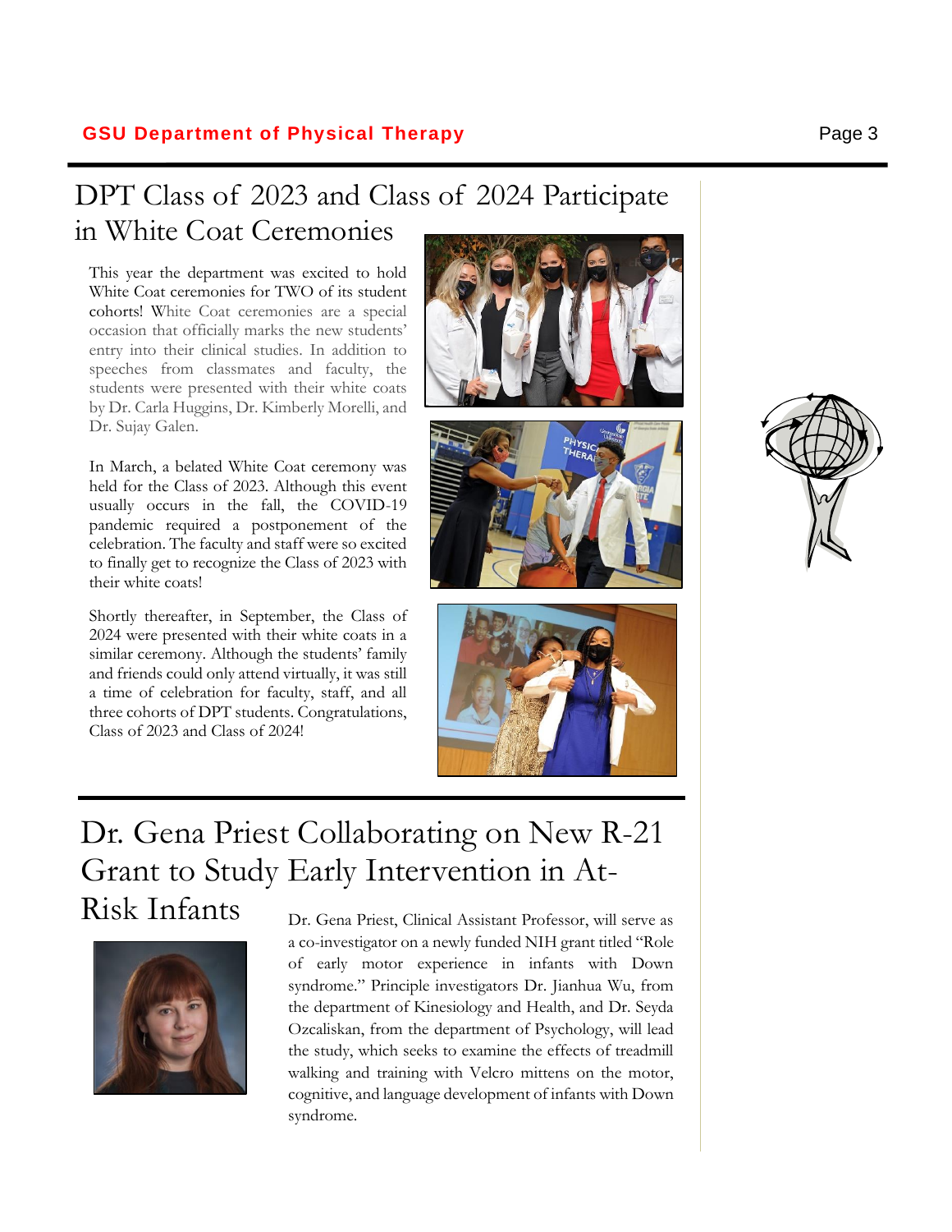# DPT Class of 2023 and Class of 2024 Participate in White Coat Ceremonies

This year the department was excited to hold White Coat ceremonies for TWO of its student cohorts! White Coat ceremonies are a special occasion that officially marks the new students' entry into their clinical studies. In addition to speeches from classmates and faculty, the students were presented with their white coats by Dr. Carla Huggins, Dr. Kimberly Morelli, and Dr. Sujay Galen.

In March, a belated White Coat ceremony was held for the Class of 2023. Although this event usually occurs in the fall, the COVID-19 pandemic required a postponement of the celebration. The faculty and staff were so excited to finally get to recognize the Class of 2023 with their white coats!

Shortly thereafter, in September, the Class of 2024 were presented with their white coats in a similar ceremony. Although the students' family and friends could only attend virtually, it was still a time of celebration for faculty, staff, and all three cohorts of DPT students. Congratulations, Class of 2023 and Class of 2024!

# Dr. Gena Priest Collaborating on New R-21 Grant to Study Early Intervention in At-Risk Infants

Dr. Gena Priest, Clinical Assistant Professor, will serve as a co-investigator on a newly funded NIH grant titled "Role of early motor experience in infants with Down syndrome." Principle investigators Dr. Jianhua Wu, from the department of Kinesiology and Health, and Dr. Seyda Ozcaliskan, from the department of Psychology, will lead the study, which seeks to examine the effects of treadmill walking and training with Velcro mittens on the motor, cognitive, and language development of infants with Down syndrome.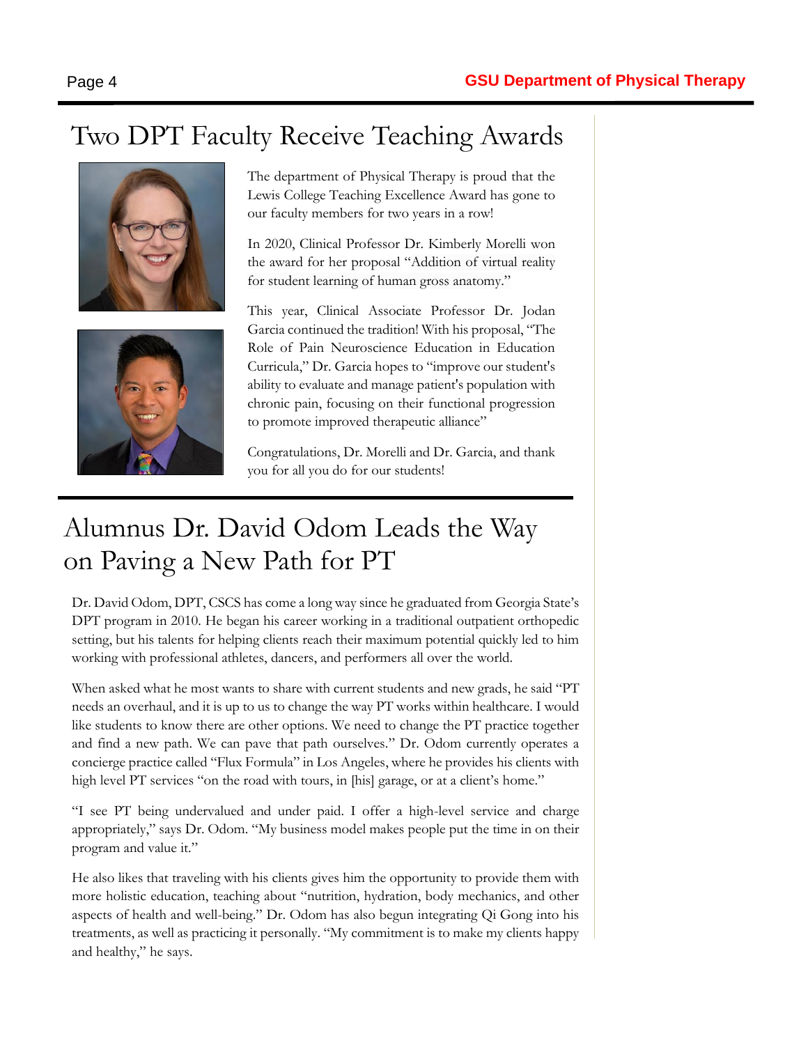# Two DPT Faculty Receive Teaching Awards

The department of Physical Therapy is proud that the Lewis College Teaching Excellence Award has gone to our faculty members for two years in a row!

In 2020, Clinical Professor Dr. Kimberly Morelli won the award for her proposal "Addition of virtual reality for student learning of human gross anatomy."

This year, Clinical Associate Professor Dr. Jodan Garcia continued the tradition! With his proposal, "The Role of Pain Neuroscience Education in Education Curricula," Dr. Garcia hopes to "improve our student's ability to evaluate and manage patient's population with chronic pain, focusing on their functional progression to promote improved therapeutic alliance"

Congratulations, Dr. Morelli and Dr. Garcia, and thank you for all you do for our students!

# Alumnus Dr. David Odom Leads the Way on Paving a New Path for PT

Dr. David Odom, DPT, CSCS has come a long way since he graduated from Georgia State's DPT program in 2010. He began his career working in a traditional outpatient orthopedic setting, but his talents for helping clients reach their maximum potential quickly led to him working with professional athletes, dancers, and performers all over the world.

When asked what he most wants to share with current students and new grads, he said "PT needs an overhaul, and it is up to us to change the way PT works within healthcare. I would like students to know there are other options. We need to change the PT practice together and find a new path. We can pave that path ourselves." Dr. Odom currently operates a concierge practice called "Flux Formula" in Los Angeles, where he provides his clients with high level PT services "on the road with tours, in [his] garage, or at a client's home."

"I see PT being undervalued and under paid. I offer a high-level service and charge appropriately," says Dr. Odom. "My business model makes people put the time in on their program and value it."

He also likes that traveling with his clients gives him the opportunity to provide them with more holistic education, teaching about "nutrition, hydration, body mechanics, and other aspects of health and well-being." Dr. Odom has also begun integrating Qi Gong into his treatments, as well as practicing it personally. "My commitment is to make my clients happy and healthy," he says.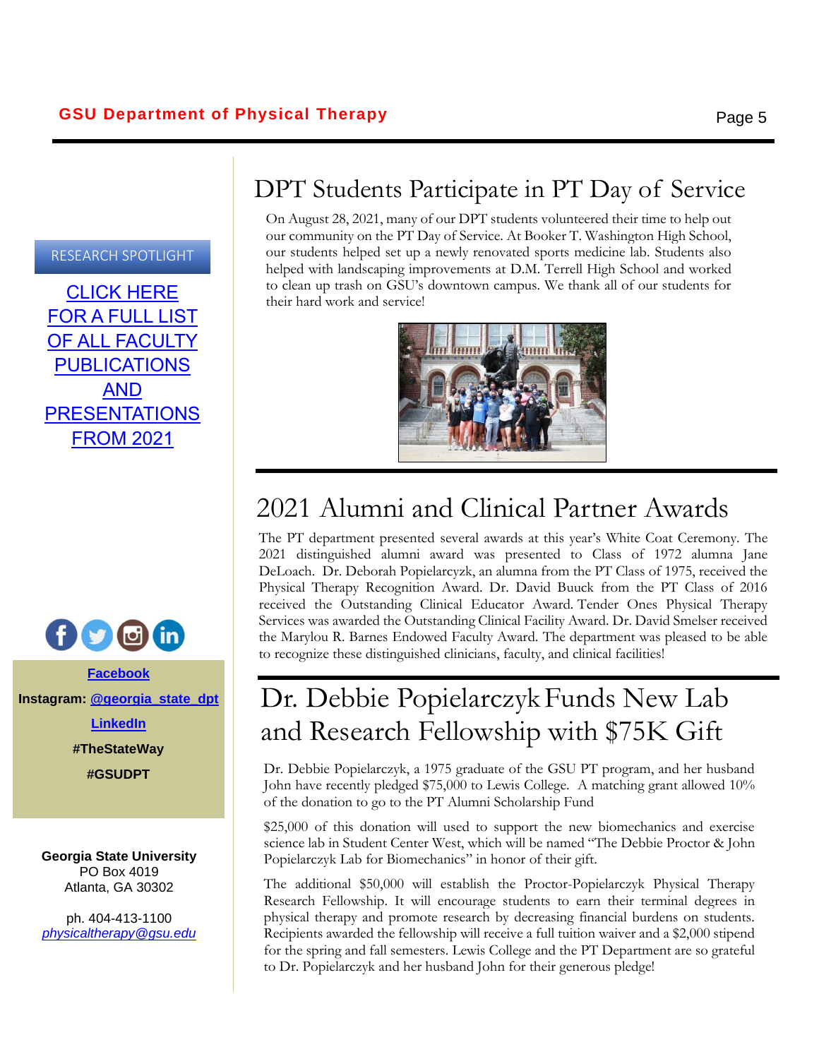RESEARCH SPOTLIGHT

CLICK HERE FOR A FULL LIST OF ALL FACULTY PUBLICATIONS AND PRESENTATIONS FROM 2021

**Facebook**

**Instagram: @georgia_state_dpt**

**LinkedIn**

**#TheStateWay**

**#GSUDPT**

**Georgia State University**
PO Box 4019
Atlanta, GA 30302

ph. 404-413-1100
*physicaltherapy@gsu.edu*

# DPT Students Participate in PT Day of Service

On August 28, 2021, many of our DPT students volunteered their time to help out our community on the PT Day of Service. At Booker T. Washington High School, our students helped set up a newly renovated sports medicine lab. Students also helped with landscaping improvements at D.M. Terrell High School and worked to clean up trash on GSU's downtown campus. We thank all of our students for their hard work and service!

# 2021 Alumni and Clinical Partner Awards

The PT department presented several awards at this year's White Coat Ceremony. The 2021 distinguished alumni award was presented to Class of 1972 alumna Jane DeLoach. Dr. Deborah Popielarczyk, an alumna from the PT Class of 1975, received the Physical Therapy Recognition Award. Dr. David Buuck from the PT Class of 2016 received the Outstanding Clinical Educator Award. Tender Ones Physical Therapy Services was awarded the Outstanding Clinical Facility Award. Dr. David Smelser received the Marylou R. Barnes Endowed Faculty Award. The department was pleased to be able to recognize these distinguished clinicians, faculty, and clinical facilities!

# Dr. Debbie Popielarczyk Funds New Lab and Research Fellowship with $75K Gift

Dr. Debbie Popielarczyk, a 1975 graduate of the GSU PT program, and her husband John have recently pledged $75,000 to Lewis College. A matching grant allowed 10% of the donation to go to the PT Alumni Scholarship Fund

$25,000 of this donation will used to support the new biomechanics and exercise science lab in Student Center West, which will be named "The Debbie Proctor & John Popielarczyk Lab for Biomechanics" in honor of their gift.

The additional $50,000 will establish the Proctor-Popielarczyk Physical Therapy Research Fellowship. It will encourage students to earn their terminal degrees in physical therapy and promote research by decreasing financial burdens on students. Recipients awarded the fellowship will receive a full tuition waiver and a $2,000 stipend for the spring and fall semesters. Lewis College and the PT Department are so grateful to Dr. Popielarczyk and her husband John for their generous pledge!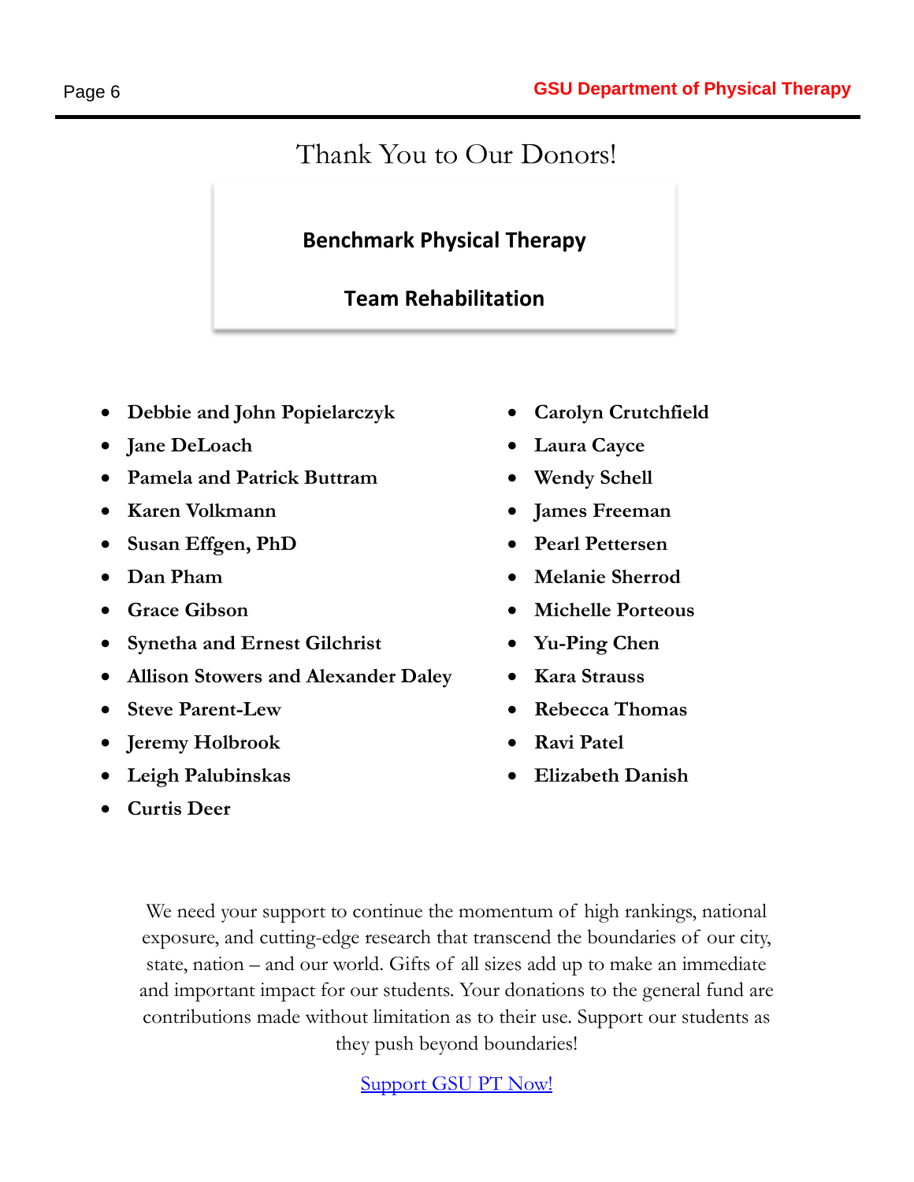# Thank You to Our Donors!

**Benchmark Physical Therapy**

**Team Rehabilitation**

- **Debbie and John Popielarczyk**
- **Jane DeLoach**
- **Pamela and Patrick Buttram**
- **Karen Volkmann**
- **Susan Effgen, PhD**
- **Dan Pham**
- **Grace Gibson**
- **Synetha and Ernest Gilchrist**
- **Allison Stowers and Alexander Daley**
- **Steve Parent-Lew**
- **Jeremy Holbrook**
- **Leigh Palubinskas**
- **Curtis Deer**
- **Carolyn Crutchfield**
- **Laura Cayce**
- **Wendy Schell**
- **James Freeman**
- **Pearl Pettersen**
- **Melanie Sherrod**
- **Michelle Porteous**
- **Yu-Ping Chen**
- **Kara Strauss**
- **Rebecca Thomas**
- **Ravi Patel**
- **Elizabeth Danish**

We need your support to continue the momentum of high rankings, national exposure, and cutting-edge research that transcend the boundaries of our city, state, nation – and our world. Gifts of all sizes add up to make an immediate and important impact for our students. Your donations to the general fund are contributions made without limitation as to their use. Support our students as they push beyond boundaries!

Support GSU PT Now!